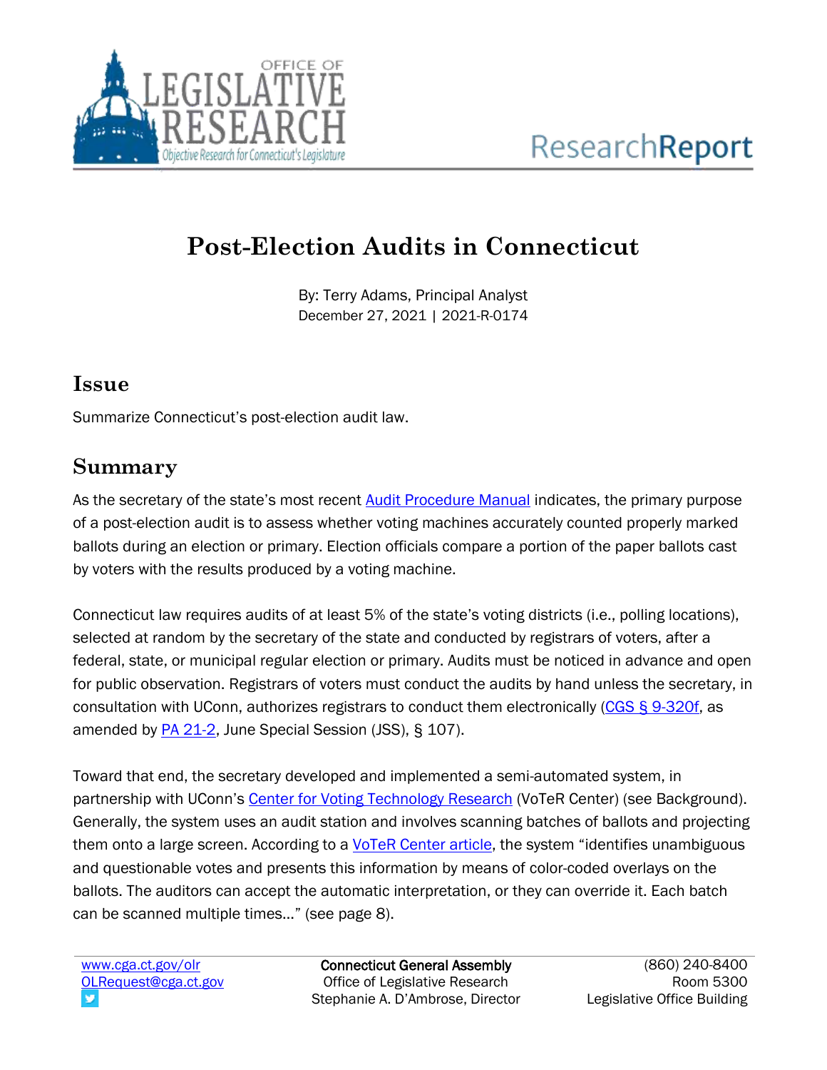OFFICE OF LEGISLATIVE RESEARCH

Objective Research for Connecticut's Legislature

ResearchReport

# Post-Election Audits in Connecticut

By: Terry Adams, Principal Analyst
December 27, 2021 | 2021-R-0174

## Issue

Summarize Connecticut's post-election audit law.

## Summary

As the secretary of the state's most recent Audit Procedure Manual indicates, the primary purpose of a post-election audit is to assess whether voting machines accurately counted properly marked ballots during an election or primary. Election officials compare a portion of the paper ballots cast by voters with the results produced by a voting machine.

Connecticut law requires audits of at least 5% of the state's voting districts (i.e., polling locations), selected at random by the secretary of the state and conducted by registrars of voters, after a federal, state, or municipal regular election or primary. Audits must be noticed in advance and open for public observation. Registrars of voters must conduct the audits by hand unless the secretary, in consultation with UConn, authorizes registrars to conduct them electronically (CGS § 9-320f, as amended by PA 21-2, June Special Session (JSS), § 107).

Toward that end, the secretary developed and implemented a semi-automated system, in partnership with UConn's Center for Voting Technology Research (VoTeR Center) (see Background). Generally, the system uses an audit station and involves scanning batches of ballots and projecting them onto a large screen. According to a VoTeR Center article, the system "identifies unambiguous and questionable votes and presents this information by means of color-coded overlays on the ballots. The auditors can accept the automatic interpretation, or they can override it. Each batch can be scanned multiple times…" (see page 8).

www.cga.ct.gov/olr
OLRequest@cga.ct.gov

Connecticut General Assembly
Office of Legislative Research
Stephanie A. D'Ambrose, Director

(860) 240-8400
Room 5300
Legislative Office Building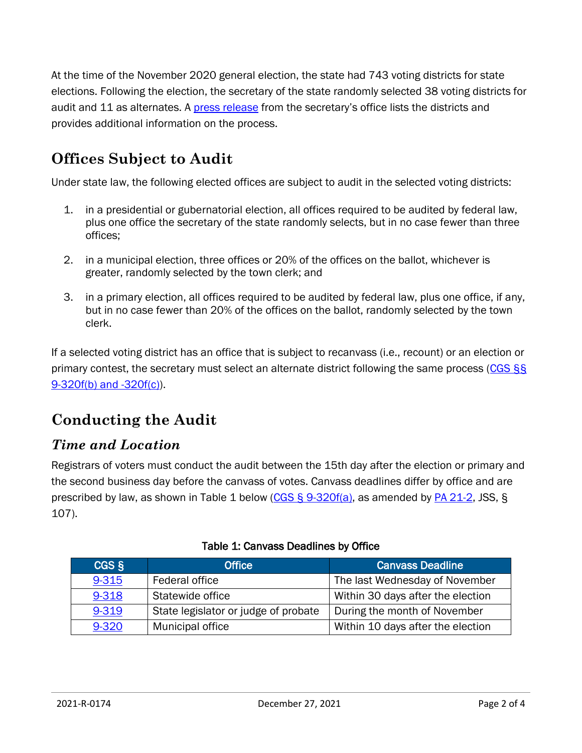At the time of the November 2020 general election, the state had 743 voting districts for state elections. Following the election, the secretary of the state randomly selected 38 voting districts for audit and 11 as alternates. A press release from the secretary's office lists the districts and provides additional information on the process.

## Offices Subject to Audit

Under state law, the following elected offices are subject to audit in the selected voting districts:

1. in a presidential or gubernatorial election, all offices required to be audited by federal law, plus one office the secretary of the state randomly selects, but in no case fewer than three offices;

2. in a municipal election, three offices or 20% of the offices on the ballot, whichever is greater, randomly selected by the town clerk; and

3. in a primary election, all offices required to be audited by federal law, plus one office, if any, but in no case fewer than 20% of the offices on the ballot, randomly selected by the town clerk.

If a selected voting district has an office that is subject to recanvass (i.e., recount) or an election or primary contest, the secretary must select an alternate district following the same process (CGS §§ 9-320f(b) and -320f(c)).

## Conducting the Audit

### *Time and Location*

Registrars of voters must conduct the audit between the 15th day after the election or primary and the second business day before the canvass of votes. Canvass deadlines differ by office and are prescribed by law, as shown in Table 1 below (CGS § 9-320f(a), as amended by PA 21-2, JSS, § 107).

**Table 1: Canvass Deadlines by Office**

| CGS § | Office | Canvass Deadline |
|---|---|---|
| 9-315 | Federal office | The last Wednesday of November |
| 9-318 | Statewide office | Within 30 days after the election |
| 9-319 | State legislator or judge of probate | During the month of November |
| 9-320 | Municipal office | Within 10 days after the election |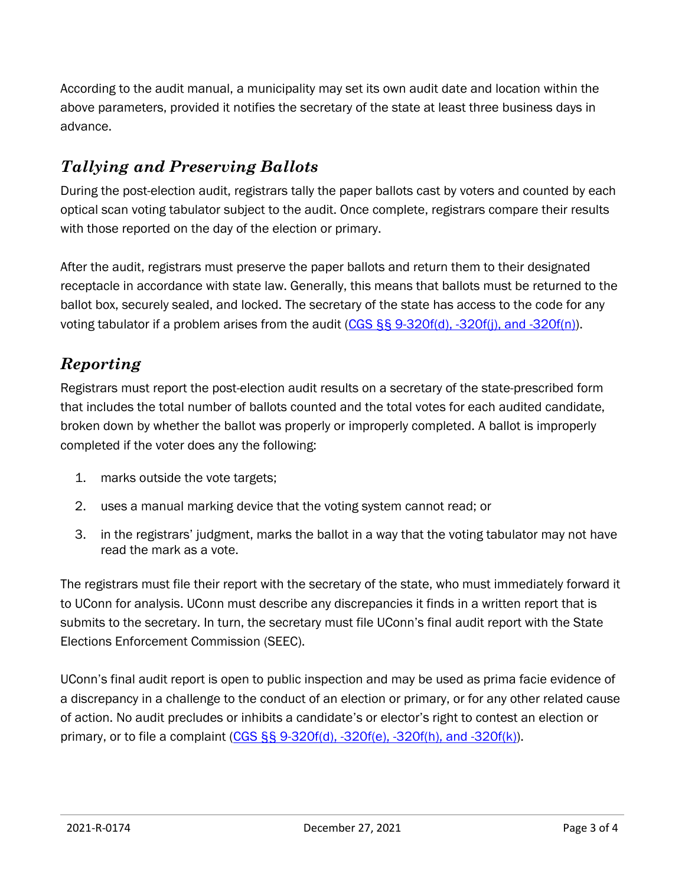According to the audit manual, a municipality may set its own audit date and location within the above parameters, provided it notifies the secretary of the state at least three business days in advance.

## *Tallying and Preserving Ballots*

During the post-election audit, registrars tally the paper ballots cast by voters and counted by each optical scan voting tabulator subject to the audit. Once complete, registrars compare their results with those reported on the day of the election or primary.

After the audit, registrars must preserve the paper ballots and return them to their designated receptacle in accordance with state law. Generally, this means that ballots must be returned to the ballot box, securely sealed, and locked. The secretary of the state has access to the code for any voting tabulator if a problem arises from the audit (CGS §§ 9-320f(d), -320f(j), and -320f(n)).

## *Reporting*

Registrars must report the post-election audit results on a secretary of the state-prescribed form that includes the total number of ballots counted and the total votes for each audited candidate, broken down by whether the ballot was properly or improperly completed. A ballot is improperly completed if the voter does any the following:

1. marks outside the vote targets;
2. uses a manual marking device that the voting system cannot read; or
3. in the registrars' judgment, marks the ballot in a way that the voting tabulator may not have read the mark as a vote.

The registrars must file their report with the secretary of the state, who must immediately forward it to UConn for analysis. UConn must describe any discrepancies it finds in a written report that is submits to the secretary. In turn, the secretary must file UConn's final audit report with the State Elections Enforcement Commission (SEEC).

UConn's final audit report is open to public inspection and may be used as prima facie evidence of a discrepancy in a challenge to the conduct of an election or primary, or for any other related cause of action. No audit precludes or inhibits a candidate's or elector's right to contest an election or primary, or to file a complaint (CGS §§ 9-320f(d), -320f(e), -320f(h), and -320f(k)).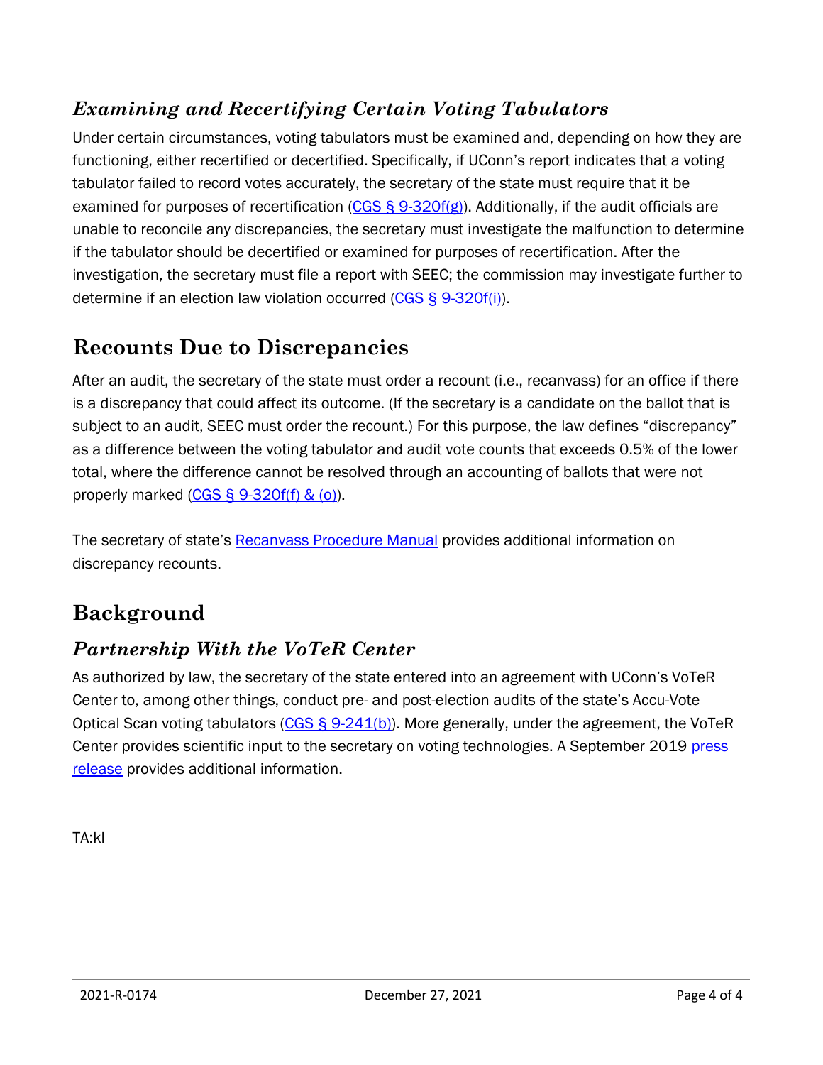### *Examining and Recertifying Certain Voting Tabulators*

Under certain circumstances, voting tabulators must be examined and, depending on how they are functioning, either recertified or decertified. Specifically, if UConn's report indicates that a voting tabulator failed to record votes accurately, the secretary of the state must require that it be examined for purposes of recertification (CGS § 9-320f(g)). Additionally, if the audit officials are unable to reconcile any discrepancies, the secretary must investigate the malfunction to determine if the tabulator should be decertified or examined for purposes of recertification. After the investigation, the secretary must file a report with SEEC; the commission may investigate further to determine if an election law violation occurred (CGS § 9-320f(i)).

## Recounts Due to Discrepancies

After an audit, the secretary of the state must order a recount (i.e., recanvass) for an office if there is a discrepancy that could affect its outcome. (If the secretary is a candidate on the ballot that is subject to an audit, SEEC must order the recount.) For this purpose, the law defines "discrepancy" as a difference between the voting tabulator and audit vote counts that exceeds 0.5% of the lower total, where the difference cannot be resolved through an accounting of ballots that were not properly marked (CGS § 9-320f(f) & (o)).

The secretary of state's Recanvass Procedure Manual provides additional information on discrepancy recounts.

## Background

### *Partnership With the VoTeR Center*

As authorized by law, the secretary of the state entered into an agreement with UConn's VoTeR Center to, among other things, conduct pre- and post-election audits of the state's Accu-Vote Optical Scan voting tabulators (CGS § 9-241(b)). More generally, under the agreement, the VoTeR Center provides scientific input to the secretary on voting technologies. A September 2019 press release provides additional information.

TA:kl